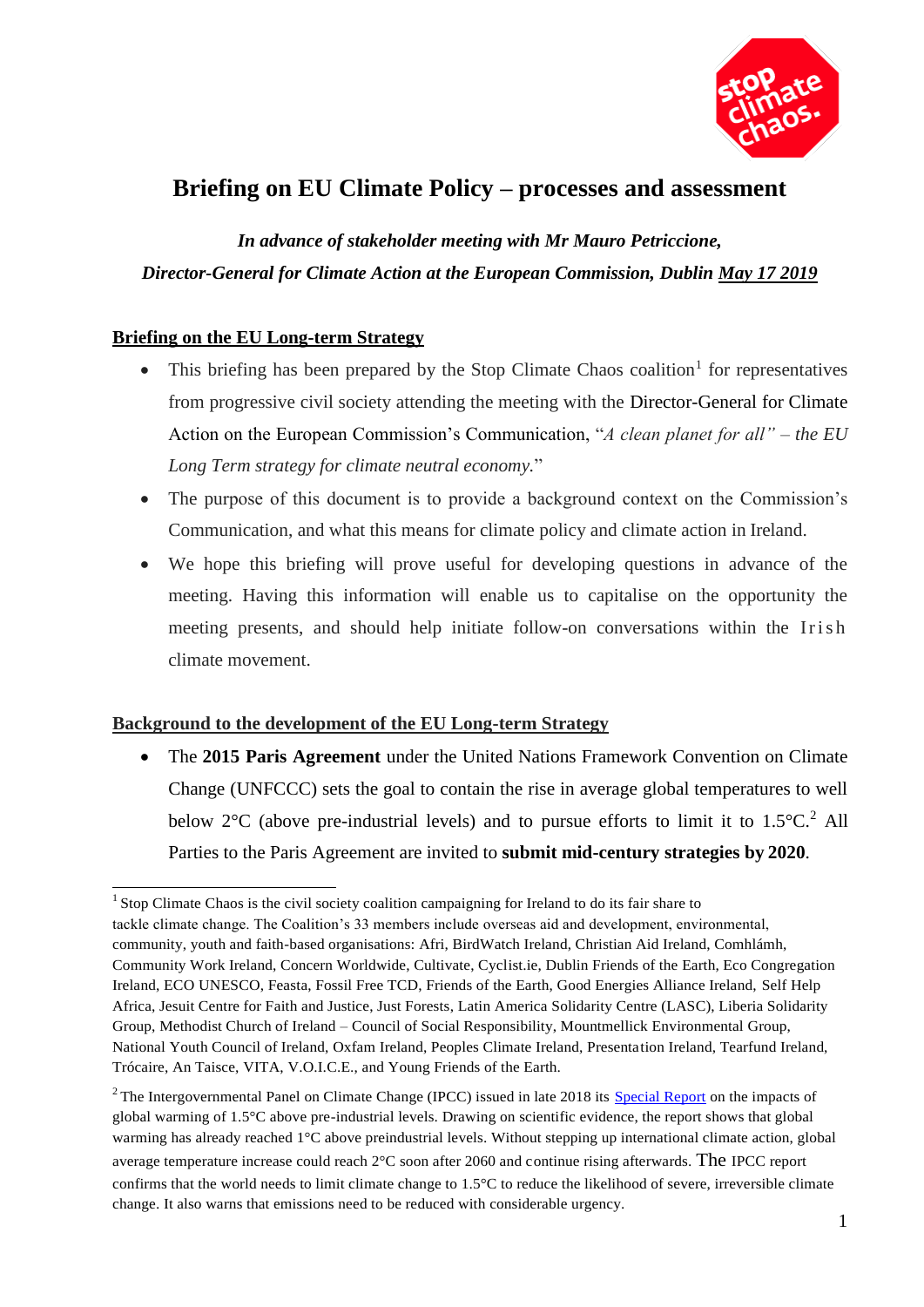# Briefing on EU Climate Policy – processes and assessment

***In advance of stakeholder meeting with Mr Mauro Petriccione,***

***Director-General for Climate Action at the European Commission, Dublin May 17 2019***

## Briefing on the EU Long-term Strategy

- This briefing has been prepared by the Stop Climate Chaos coalition[1] for representatives from progressive civil society attending the meeting with the Director-General for Climate Action on the European Commission's Communication, "*A clean planet for all" – the EU Long Term strategy for climate neutral economy.*"
- The purpose of this document is to provide a background context on the Commission's Communication, and what this means for climate policy and climate action in Ireland.
- We hope this briefing will prove useful for developing questions in advance of the meeting. Having this information will enable us to capitalise on the opportunity the meeting presents, and should help initiate follow-on conversations within the Irish climate movement.

## Background to the development of the EU Long-term Strategy

- The **2015 Paris Agreement** under the United Nations Framework Convention on Climate Change (UNFCCC) sets the goal to contain the rise in average global temperatures to well below 2°C (above pre-industrial levels) and to pursue efforts to limit it to 1.5°C.[2] All Parties to the Paris Agreement are invited to **submit mid-century strategies by 2020**.

---

[1] Stop Climate Chaos is the civil society coalition campaigning for Ireland to do its fair share to tackle climate change. The Coalition's 33 members include overseas aid and development, environmental, community, youth and faith-based organisations: Afri, BirdWatch Ireland, Christian Aid Ireland, Comhlámh, Community Work Ireland, Concern Worldwide, Cultivate, Cyclist.ie, Dublin Friends of the Earth, Eco Congregation Ireland, ECO UNESCO, Feasta, Fossil Free TCD, Friends of the Earth, Good Energies Alliance Ireland, Self Help Africa, Jesuit Centre for Faith and Justice, Just Forests, Latin America Solidarity Centre (LASC), Liberia Solidarity Group, Methodist Church of Ireland – Council of Social Responsibility, Mountmellick Environmental Group, National Youth Council of Ireland, Oxfam Ireland, Peoples Climate Ireland, Presentation Ireland, Tearfund Ireland, Trócaire, An Taisce, VITA, V.O.I.C.E., and Young Friends of the Earth.

[2] The Intergovernmental Panel on Climate Change (IPCC) issued in late 2018 its Special Report on the impacts of global warming of 1.5°C above pre-industrial levels. Drawing on scientific evidence, the report shows that global warming has already reached 1°C above preindustrial levels. Without stepping up international climate action, global average temperature increase could reach 2°C soon after 2060 and continue rising afterwards. The IPCC report confirms that the world needs to limit climate change to 1.5°C to reduce the likelihood of severe, irreversible climate change. It also warns that emissions need to be reduced with considerable urgency.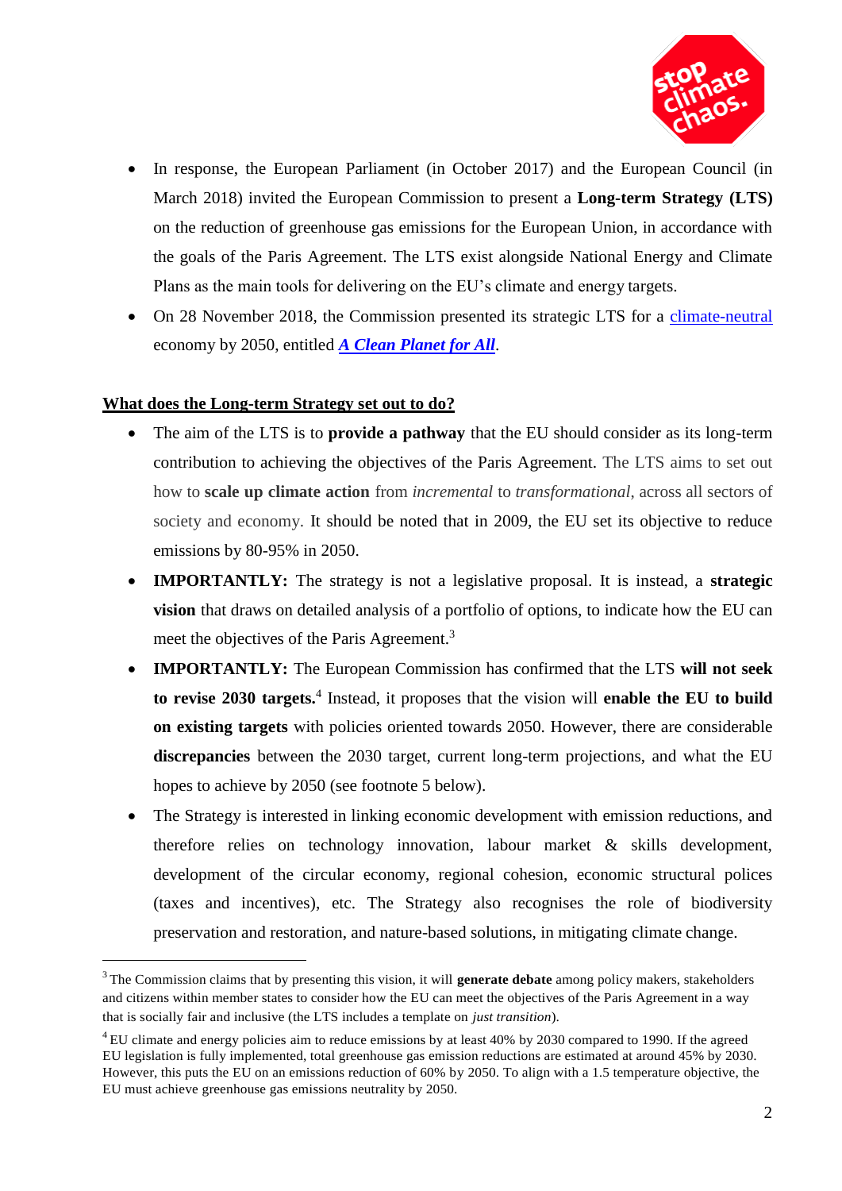- In response, the European Parliament (in October 2017) and the European Council (in March 2018) invited the European Commission to present a **Long-term Strategy (LTS)** on the reduction of greenhouse gas emissions for the European Union, in accordance with the goals of the Paris Agreement. The LTS exist alongside National Energy and Climate Plans as the main tools for delivering on the EU's climate and energy targets.
- On 28 November 2018, the Commission presented its strategic LTS for a climate-neutral economy by 2050, entitled ***A Clean Planet for All***.

## What does the Long-term Strategy set out to do?

- The aim of the LTS is to **provide a pathway** that the EU should consider as its long-term contribution to achieving the objectives of the Paris Agreement. The LTS aims to set out how to **scale up climate action** from *incremental* to *transformational*, across all sectors of society and economy. It should be noted that in 2009, the EU set its objective to reduce emissions by 80-95% in 2050.
- **IMPORTANTLY:** The strategy is not a legislative proposal. It is instead, a **strategic vision** that draws on detailed analysis of a portfolio of options, to indicate how the EU can meet the objectives of the Paris Agreement.[3]
- **IMPORTANTLY:** The European Commission has confirmed that the LTS **will not seek to revise 2030 targets.**[4] Instead, it proposes that the vision will **enable the EU to build on existing targets** with policies oriented towards 2050. However, there are considerable **discrepancies** between the 2030 target, current long-term projections, and what the EU hopes to achieve by 2050 (see footnote 5 below).
- The Strategy is interested in linking economic development with emission reductions, and therefore relies on technology innovation, labour market & skills development, development of the circular economy, regional cohesion, economic structural polices (taxes and incentives), etc. The Strategy also recognises the role of biodiversity preservation and restoration, and nature-based solutions, in mitigating climate change.

---

[3] The Commission claims that by presenting this vision, it will **generate debate** among policy makers, stakeholders and citizens within member states to consider how the EU can meet the objectives of the Paris Agreement in a way that is socially fair and inclusive (the LTS includes a template on *just transition*).

[4] EU climate and energy policies aim to reduce emissions by at least 40% by 2030 compared to 1990. If the agreed EU legislation is fully implemented, total greenhouse gas emission reductions are estimated at around 45% by 2030. However, this puts the EU on an emissions reduction of 60% by 2050. To align with a 1.5 temperature objective, the EU must achieve greenhouse gas emissions neutrality by 2050.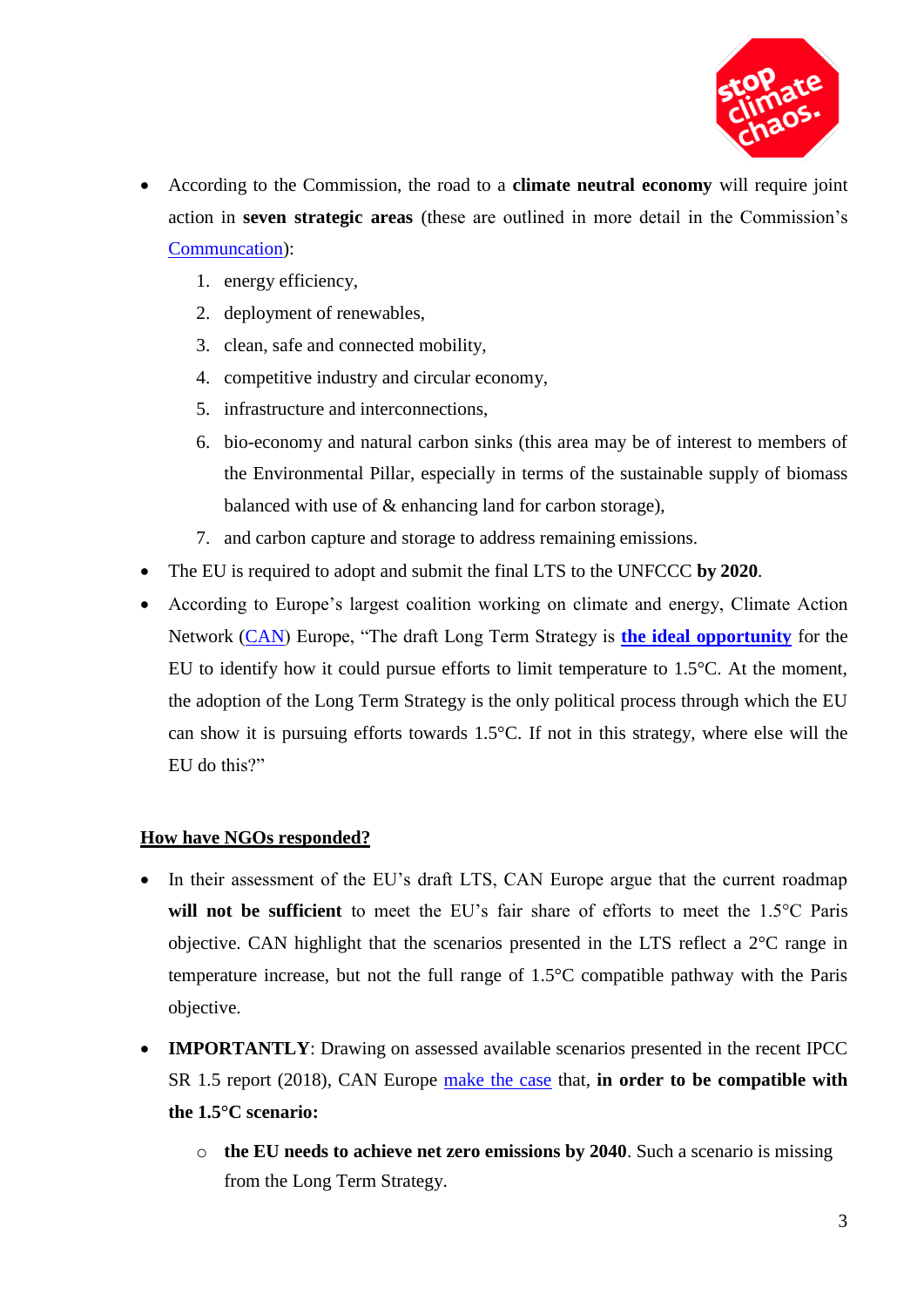- According to the Commission, the road to a **climate neutral economy** will require joint action in **seven strategic areas** (these are outlined in more detail in the Commission's Communcation):
    1. energy efficiency,
    2. deployment of renewables,
    3. clean, safe and connected mobility,
    4. competitive industry and circular economy,
    5. infrastructure and interconnections,
    6. bio-economy and natural carbon sinks (this area may be of interest to members of the Environmental Pillar, especially in terms of the sustainable supply of biomass balanced with use of & enhancing land for carbon storage),
    7. and carbon capture and storage to address remaining emissions.
- The EU is required to adopt and submit the final LTS to the UNFCCC **by 2020**.
- According to Europe's largest coalition working on climate and energy, Climate Action Network (CAN) Europe, "The draft Long Term Strategy is **the ideal opportunity** for the EU to identify how it could pursue efforts to limit temperature to 1.5°C. At the moment, the adoption of the Long Term Strategy is the only political process through which the EU can show it is pursuing efforts towards 1.5°C. If not in this strategy, where else will the EU do this?"

## How have NGOs responded?

- In their assessment of the EU's draft LTS, CAN Europe argue that the current roadmap **will not be sufficient** to meet the EU's fair share of efforts to meet the 1.5°C Paris objective. CAN highlight that the scenarios presented in the LTS reflect a 2°C range in temperature increase, but not the full range of 1.5°C compatible pathway with the Paris objective.
- **IMPORTANTLY**: Drawing on assessed available scenarios presented in the recent IPCC SR 1.5 report (2018), CAN Europe make the case that, **in order to be compatible with the 1.5°C scenario:**
    - **the EU needs to achieve net zero emissions by 2040**. Such a scenario is missing from the Long Term Strategy.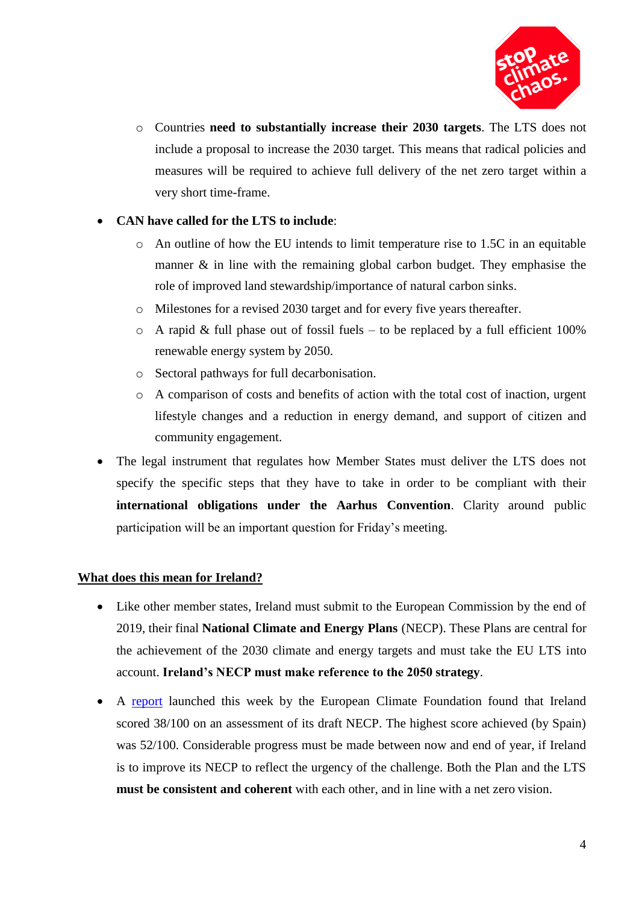- Countries **need to substantially increase their 2030 targets**. The LTS does not include a proposal to increase the 2030 target. This means that radical policies and measures will be required to achieve full delivery of the net zero target within a very short time-frame.

- **CAN have called for the LTS to include**:
  - An outline of how the EU intends to limit temperature rise to 1.5C in an equitable manner & in line with the remaining global carbon budget. They emphasise the role of improved land stewardship/importance of natural carbon sinks.
  - Milestones for a revised 2030 target and for every five years thereafter.
  - A rapid & full phase out of fossil fuels – to be replaced by a full efficient 100% renewable energy system by 2050.
  - Sectoral pathways for full decarbonisation.
  - A comparison of costs and benefits of action with the total cost of inaction, urgent lifestyle changes and a reduction in energy demand, and support of citizen and community engagement.

- The legal instrument that regulates how Member States must deliver the LTS does not specify the specific steps that they have to take in order to be compliant with their **international obligations under the Aarhus Convention**. Clarity around public participation will be an important question for Friday's meeting.

<u>**What does this mean for Ireland?**</u>

- Like other member states, Ireland must submit to the European Commission by the end of 2019, their final **National Climate and Energy Plans** (NECP). These Plans are central for the achievement of the 2030 climate and energy targets and must take the EU LTS into account. **Ireland's NECP must make reference to the 2050 strategy**.

- A report launched this week by the European Climate Foundation found that Ireland scored 38/100 on an assessment of its draft NECP. The highest score achieved (by Spain) was 52/100. Considerable progress must be made between now and end of year, if Ireland is to improve its NECP to reflect the urgency of the challenge. Both the Plan and the LTS **must be consistent and coherent** with each other, and in line with a net zero vision.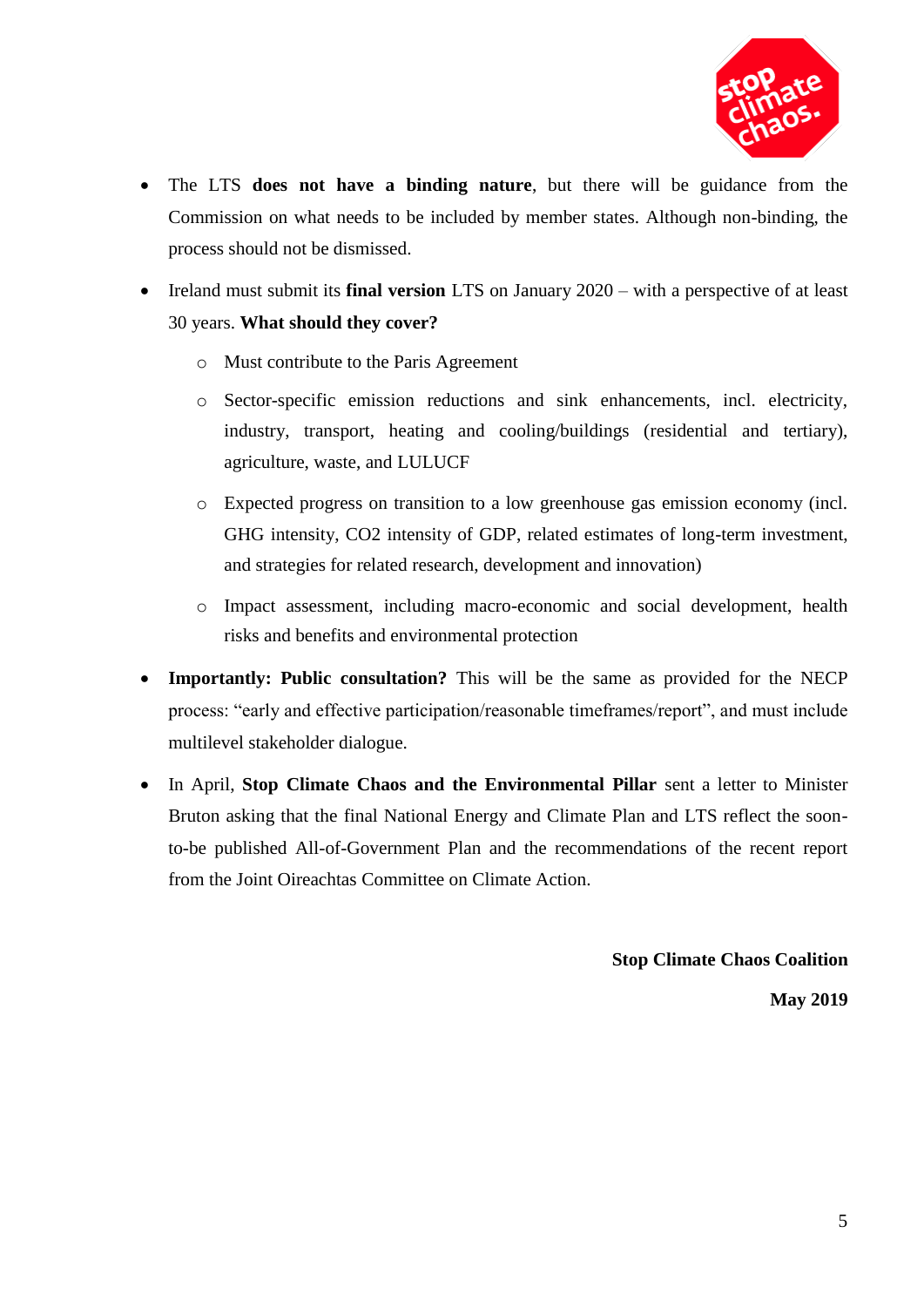- The LTS **does not have a binding nature**, but there will be guidance from the Commission on what needs to be included by member states. Although non-binding, the process should not be dismissed.
- Ireland must submit its **final version** LTS on January 2020 – with a perspective of at least 30 years. **What should they cover?**
  - Must contribute to the Paris Agreement
  - Sector-specific emission reductions and sink enhancements, incl. electricity, industry, transport, heating and cooling/buildings (residential and tertiary), agriculture, waste, and LULUCF
  - Expected progress on transition to a low greenhouse gas emission economy (incl. GHG intensity, $CO_2$ intensity of GDP, related estimates of long-term investment, and strategies for related research, development and innovation)
  - Impact assessment, including macro-economic and social development, health risks and benefits and environmental protection
- **Importantly: Public consultation?** This will be the same as provided for the NECP process: "early and effective participation/reasonable timeframes/report", and must include multilevel stakeholder dialogue.
- In April, **Stop Climate Chaos and the Environmental Pillar** sent a letter to Minister Bruton asking that the final National Energy and Climate Plan and LTS reflect the soon-to-be published All-of-Government Plan and the recommendations of the recent report from the Joint Oireachtas Committee on Climate Action.

**Stop Climate Chaos Coalition**

**May 2019**